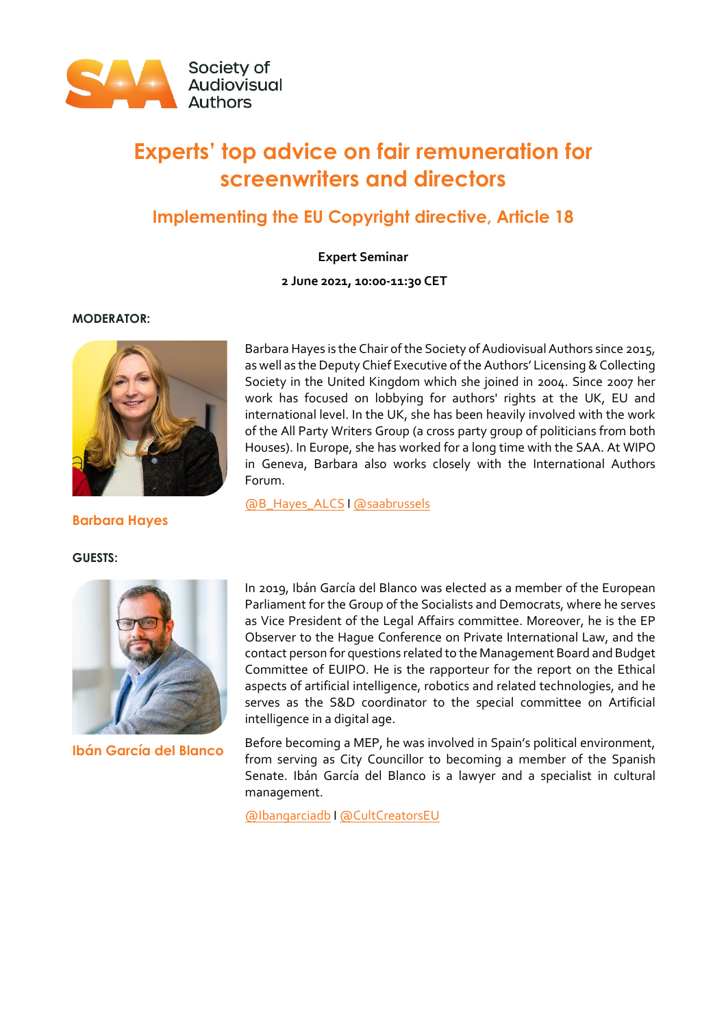Society of Audiovisual Authors

# Experts' top advice on fair remuneration for screenwriters and directors

## Implementing the EU Copyright directive, Article 18

**Expert Seminar**

**2 June 2021, 10:00-11:30 CET**

**MODERATOR:**

**Barbara Hayes**

Barbara Hayes is the Chair of the Society of Audiovisual Authors since 2015, as well as the Deputy Chief Executive of the Authors' Licensing & Collecting Society in the United Kingdom which she joined in 2004. Since 2007 her work has focused on lobbying for authors' rights at the UK, EU and international level. In the UK, she has been heavily involved with the work of the All Party Writers Group (a cross party group of politicians from both Houses). In Europe, she has worked for a long time with the SAA. At WIPO in Geneva, Barbara also works closely with the International Authors Forum.

@B_Hayes_ALCS I @saabrussels

**GUESTS:**

**Ibán García del Blanco**

In 2019, Ibán García del Blanco was elected as a member of the European Parliament for the Group of the Socialists and Democrats, where he serves as Vice President of the Legal Affairs committee. Moreover, he is the EP Observer to the Hague Conference on Private International Law, and the contact person for questions related to the Management Board and Budget Committee of EUIPO. He is the rapporteur for the report on the Ethical aspects of artificial intelligence, robotics and related technologies, and he serves as the S&D coordinator to the special committee on Artificial intelligence in a digital age.

Before becoming a MEP, he was involved in Spain's political environment, from serving as City Councillor to becoming a member of the Spanish Senate. Ibán García del Blanco is a lawyer and a specialist in cultural management.

@Ibangarciadb I @CultCreatorsEU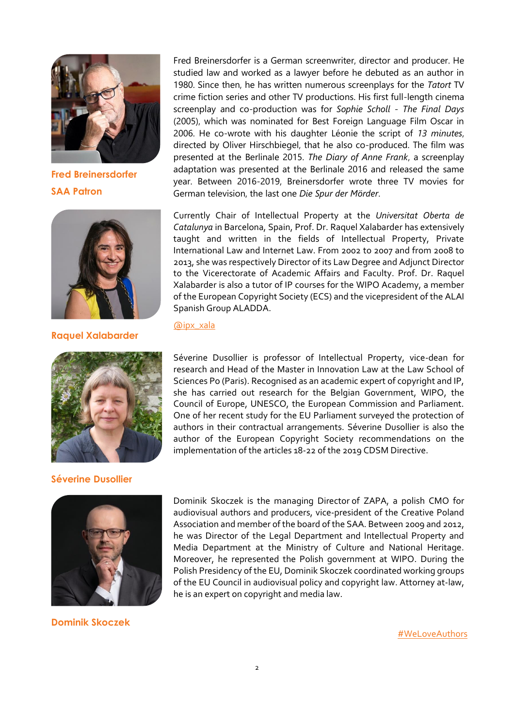**Fred Breinersdorfer**

**SAA Patron**

Fred Breinersdorfer is a German screenwriter, director and producer. He studied law and worked as a lawyer before he debuted as an author in 1980. Since then, he has written numerous screenplays for the *Tatort* TV crime fiction series and other TV productions. His first full-length cinema screenplay and co-production was for *Sophie Scholl - The Final Days* (2005), which was nominated for Best Foreign Language Film Oscar in 2006. He co-wrote with his daughter Léonie the script of *13 minutes*, directed by Oliver Hirschbiegel, that he also co-produced. The film was presented at the Berlinale 2015. *The Diary of Anne Frank*, a screenplay adaptation was presented at the Berlinale 2016 and released the same year. Between 2016-2019, Breinersdorfer wrote three TV movies for German television, the last one *Die Spur der Mörder*.

**Raquel Xalabarder**

Currently Chair of Intellectual Property at the *Universitat Oberta de Catalunya* in Barcelona, Spain, Prof. Dr. Raquel Xalabarder has extensively taught and written in the fields of Intellectual Property, Private International Law and Internet Law. From 2002 to 2007 and from 2008 to 2013, she was respectively Director of its Law Degree and Adjunct Director to the Vicerectorate of Academic Affairs and Faculty. Prof. Dr. Raquel Xalabarder is also a tutor of IP courses for the WIPO Academy, a member of the European Copyright Society (ECS) and the vicepresident of the ALAI Spanish Group ALADDA.

@ipx_xala

**Séverine Dusollier**

Séverine Dusollier is professor of Intellectual Property, vice-dean for research and Head of the Master in Innovation Law at the Law School of Sciences Po (Paris). Recognised as an academic expert of copyright and IP, she has carried out research for the Belgian Government, WIPO, the Council of Europe, UNESCO, the European Commission and Parliament. One of her recent study for the EU Parliament surveyed the protection of authors in their contractual arrangements. Séverine Dusollier is also the author of the European Copyright Society recommendations on the implementation of the articles 18-22 of the 2019 CDSM Directive.

**Dominik Skoczek**

Dominik Skoczek is the managing Director of ZAPA, a polish CMO for audiovisual authors and producers, vice-president of the Creative Poland Association and member of the board of the SAA. Between 2009 and 2012, he was Director of the Legal Department and Intellectual Property and Media Department at the Ministry of Culture and National Heritage. Moreover, he represented the Polish government at WIPO. During the Polish Presidency of the EU, Dominik Skoczek coordinated working groups of the EU Council in audiovisual policy and copyright law. Attorney at-law, he is an expert on copyright and media law.

#WeLoveAuthors